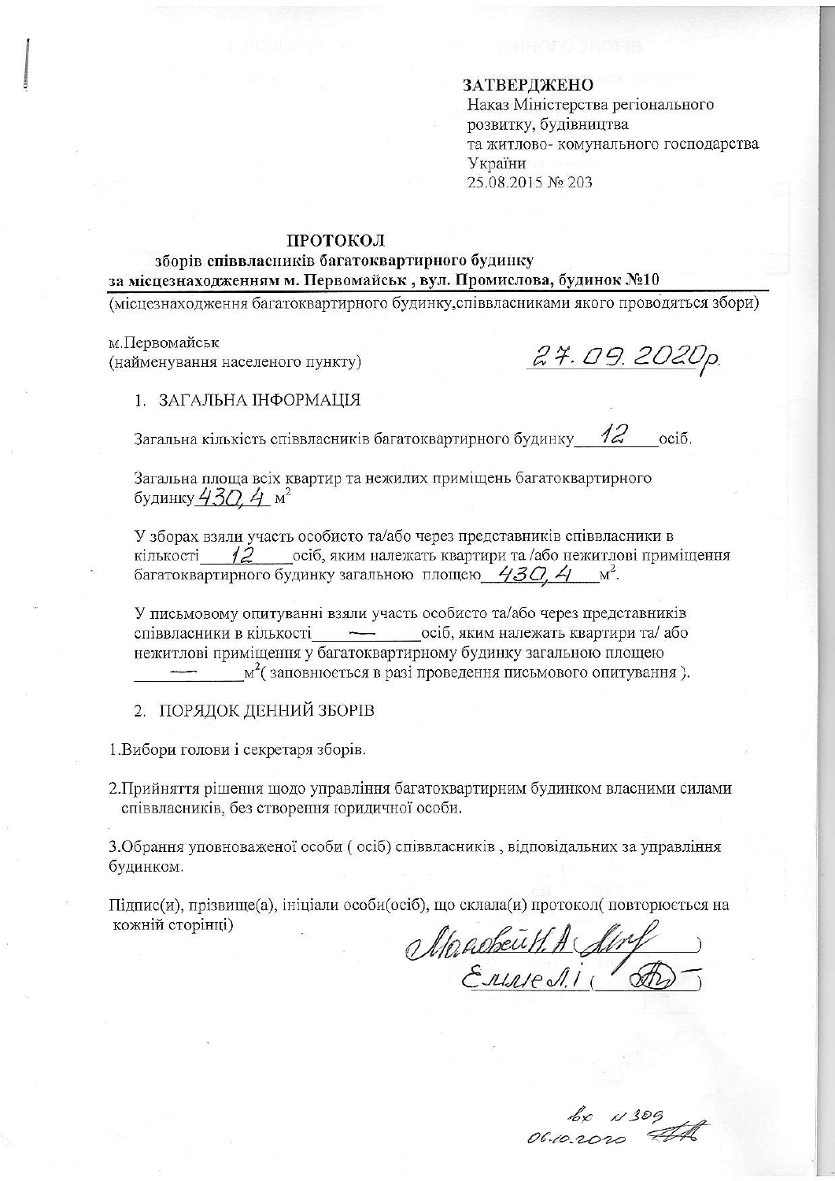**ЗАТВЕРДЖЕНО**
Наказ Міністерства регіонального розвитку, будівництва та житлово- комунального господарства України
25.08.2015 № 203

# ПРОТОКОЛ

**зборів співвласників багатоквартирного будинку**
**за місцезнаходженням м. Первомайськ , вул. Промислова, будинок №10**

(місцезнаходження багатоквартирного будинку,співвласниками якого проводяться збори)

м.Первомайськ
(найменування населеного пункту)

27.09.2020р.

## 1. ЗАГАЛЬНА ІНФОРМАЦІЯ

Загальна кількість співвласників багатоквартирного будинку 12 осіб.

Загальна площа всіх квартир та нежилих приміщень багатоквартирного будинку 430,4 м$^2$

У зборах взяли участь особисто та/або через представників співвласники в кількості 12 осіб, яким належать квартири та /або нежитлові приміщення багатоквартирного будинку загальною площею 430,4 м$^2$.

У письмовому опитуванні взяли участь особисто та/або через представників співвласники в кількості — осіб, яким належать квартири та/ або нежитлові приміщення у багатоквартирному будинку загальною площею — м$^2$( заповнюється в разі проведення письмового опитування ).

## 2. ПОРЯДОК ДЕННИЙ ЗБОРІВ

1.Вибори голови і секретаря зборів.

2.Прийняття рішення щодо управління багатоквартирним будинком власними силами співвласників, без створення юридичної особи.

3.Обрання уповноваженої особи ( осіб) співвласників , відповідальних за управління будинком.

Підпис(и), прізвище(а), ініціали особи(осіб), що склала(и) протокол( повторюється на кожній сторінці)

Малобей Н.А (підпис)
Еліяс Л.І (підпис)

вх № 309
06.10.2020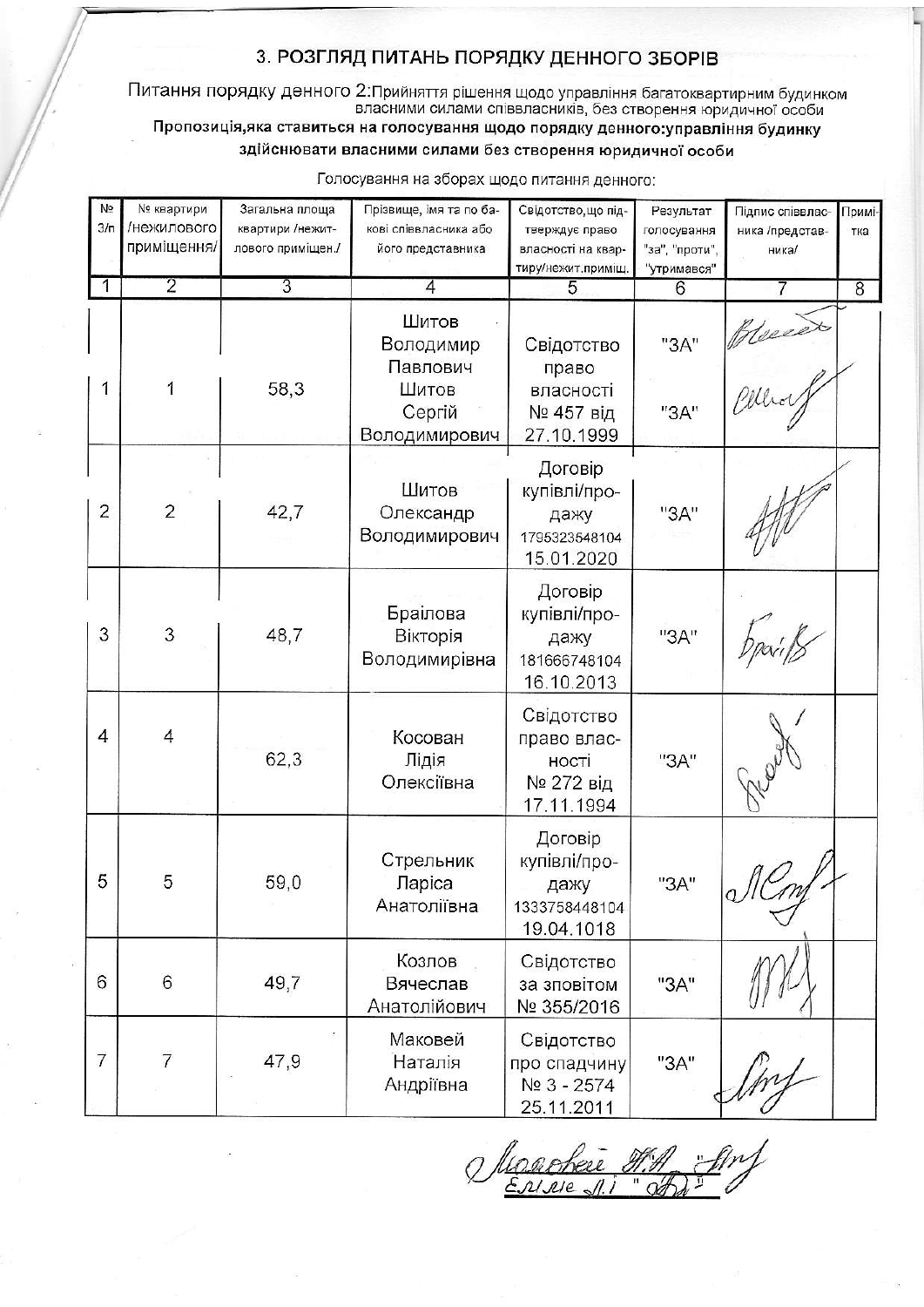## 3. РОЗГЛЯД ПИТАНЬ ПОРЯДКУ ДЕННОГО ЗБОРІВ

Питання порядку денного 2:Прийняття рішення щодо управління багатоквартирним будинком власними силами співвласників, без створення юридичної особи

**Пропозиція,яка ставиться на голосування щодо порядку денного:управління будинку здійснювати власними силами без створення юридичної особи**

Голосування на зборах щодо питання денного:

| № з/п | № квартири /нежилового приміщення/ | Загальна площа квартири /нежитлового приміщен./ | Прізвище, ім'я та по батькові співвласника або його представника | Свідотство,що підтверджує право власності на квартиру/нежит.приміщ. | Результат голосування "за", "проти", "утримався" | Підпис співвласника /представника/ | Примітка |
|---|---|---|---|---|---|---|---|
| 1 | 2 | 3 | 4 | 5 | 6 | 7 | 8 |
| 1 | 1 | 58,3 | Шитов Володимир Павлович<br>Шитов Сергій Володимирович | Свідотство право власності № 457 від 27.10.1999 | "ЗА"<br>"ЗА" | [підпис]<br>[підпис] | |
| 2 | 2 | 42,7 | Шитов Олександр Володимирович | Договір купівлі/продажу 1795323548104 15.01.2020 | "ЗА" | [підпис] | |
| 3 | 3 | 48,7 | Браілова Вікторія Володимирівна | Договір купівлі/продажу 181666748104 16.10.2013 | "ЗА" | [підпис] | |
| 4 | 4 | 62,3 | Косован Лідія Олексіївна | Свідотство право власності № 272 від 17.11.1994 | "ЗА" | [підпис] | |
| 5 | 5 | 59,0 | Стрельник Ларіса Анатоліївна | Договір купівлі/продажу 1333758448104 19.04.1018 | "ЗА" | [підпис] | |
| 6 | 6 | 49,7 | Козлов Вячеслав Анатолійович | Свідотство за зповітом № 355/2016 | "ЗА" | [підпис] | |
| 7 | 7 | 47,9 | Маковей Наталія Андріївна | Свідотство про спадчину № 3 - 2574 25.11.2011 | "ЗА" | [підпис] | |

Маковей Н.А. [підпис]
Елліє Л.І. [підпис]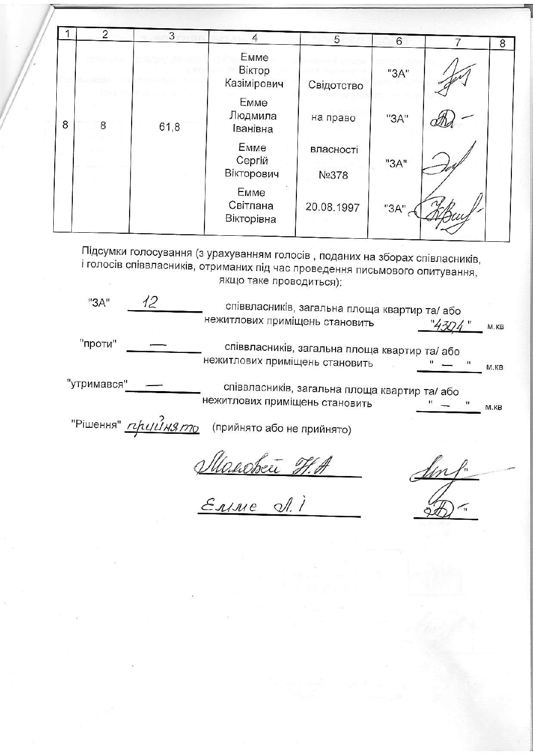| 1 | 2 | 3 | 4 | 5 | 6 | 7 | 8 |
|---|---|---|---|---|---|---|---|
| 8 | 8 | 61,8 | Емме Віктор Казімірович | Свідотство | "ЗА" | [підпис] | |
| | | | Емме Людмила Іванівна | на право | "ЗА" | [підпис] | |
| | | | Емме Сергій Вікторович | власності №378 | "ЗА" | [підпис] | |
| | | | Емме Світлана Вікторівна | 20.08.1997 | "ЗА" | [підпис] | |

Підсумки голосування (з урахуванням голосів , поданих на зборах співласників, і голосів співвласників, отриманих під час проведення письмового опитування, якщо таке проводиться):

"ЗА" 12 співвласників, загальна площа квартир та/ або нежитлових приміщень становить "430,4" м.кв

"проти" — співвласників, загальна площа квартир та/ або нежитлових приміщень становить " — " м.кв

"утримався" — співвласників, загальна площа квартир та/ або нежитлових приміщень становить " — " м.кв

"Рішення" прийнято (прийнято або не прийнято)

Моловей Н.А [підпис]

Емме Л.І [підпис]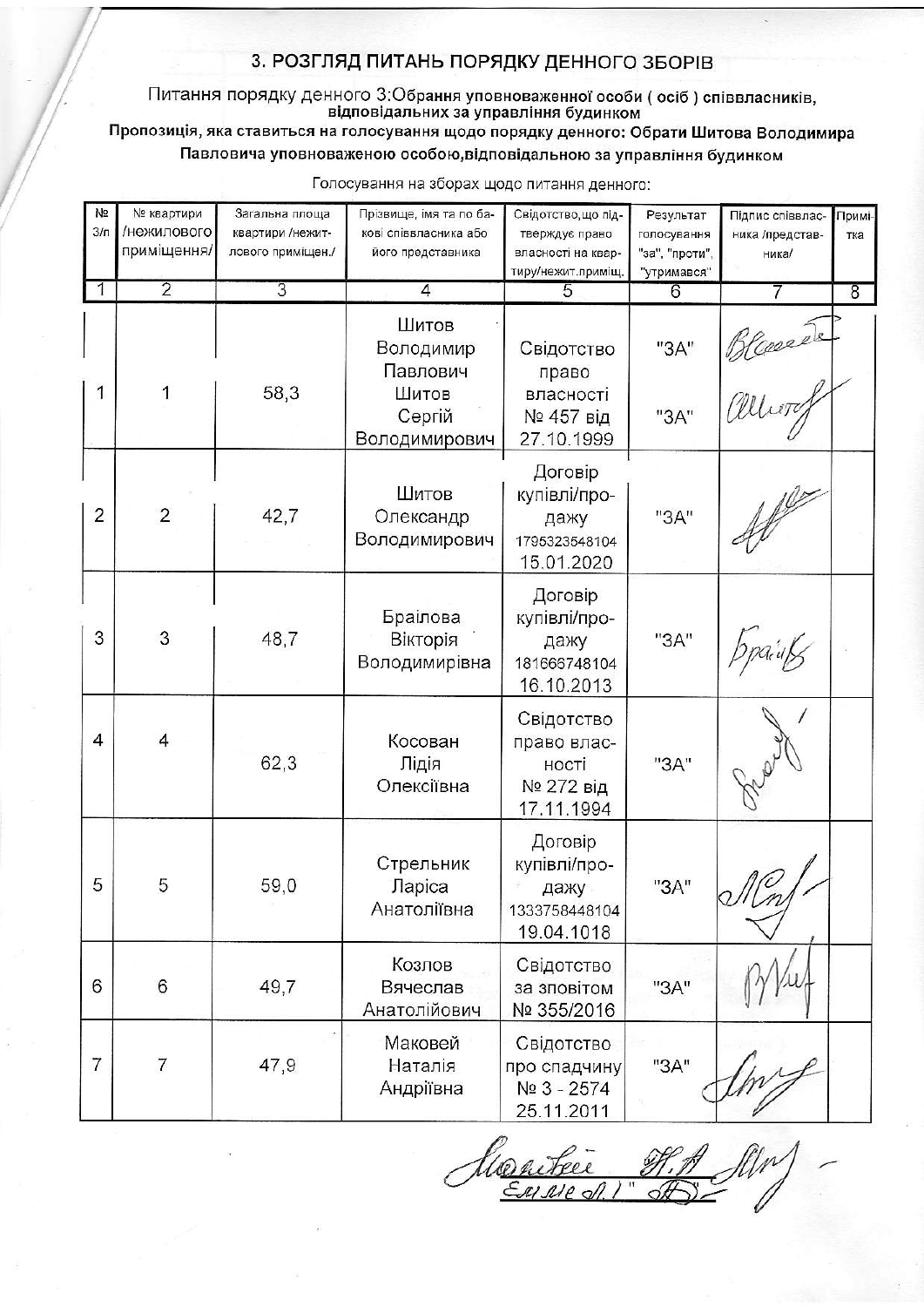## 3. РОЗГЛЯД ПИТАНЬ ПОРЯДКУ ДЕННОГО ЗБОРІВ

Питання порядку денного 3:**Обрання уповноваженної особи ( осіб ) співвласників, відповідальних за управління будинком**

**Пропозиція, яка ставиться на голосування щодо порядку денного: Обрати Шитова Володимира Павловича уповноваженою особою,відповідальною за управління будинком**

Голосування на зборах щодо питання денного:

| № з/п | № квартири /нежилового приміщення/ | Загальна площа квартири /нежитлового приміщен./ | Прізвище, ім'я та по батькові співвласника або його представника | Свідотство,що підтверджує право власності на квартиру/нежит.приміщ. | Результат голосування "за", "проти", "утримався" | Підпис співвласника /представника/ | Примітка |
|---|---|---|---|---|---|---|---|
| 1 | 2 | 3 | 4 | 5 | 6 | 7 | 8 |
| 1 | 1 | 58,3 | Шитов Володимир Павлович<br>Шитов Сергій Володимирович | Свідотство право власності № 457 від 27.10.1999 | "ЗА"<br>"ЗА" | [підпис]<br>[підпис] | |
| 2 | 2 | 42,7 | Шитов Олександр Володимирович | Договір купівлі/продажу 1795323548104 15.01.2020 | "ЗА" | [підпис] | |
| 3 | 3 | 48,7 | Браілова Вікторія Володимирівна | Договір купівлі/продажу 181666748104 16.10.2013 | "ЗА" | [підпис] | |
| 4 | 4 | 62,3 | Косован Лідія Олексіївна | Свідотство право власності № 272 від 17.11.1994 | "ЗА" | [підпис] | |
| 5 | 5 | 59,0 | Стрельник Ларіса Анатоліївна | Договір купівлі/продажу 1333758448104 19.04.1018 | "ЗА" | [підпис] | |
| 6 | 6 | 49,7 | Козлов Вячеслав Анатолійович | Свідотство за зповітом № 355/2016 | "ЗА" | [підпис] | |
| 7 | 7 | 47,9 | Маковей Наталія Андріївна | Свідотство про спадчину № 3 - 2574 25.11.2011 | "ЗА" | [підпис] | |

Маковей Н.А. [підпис]
Еллие Л.І. [підпис]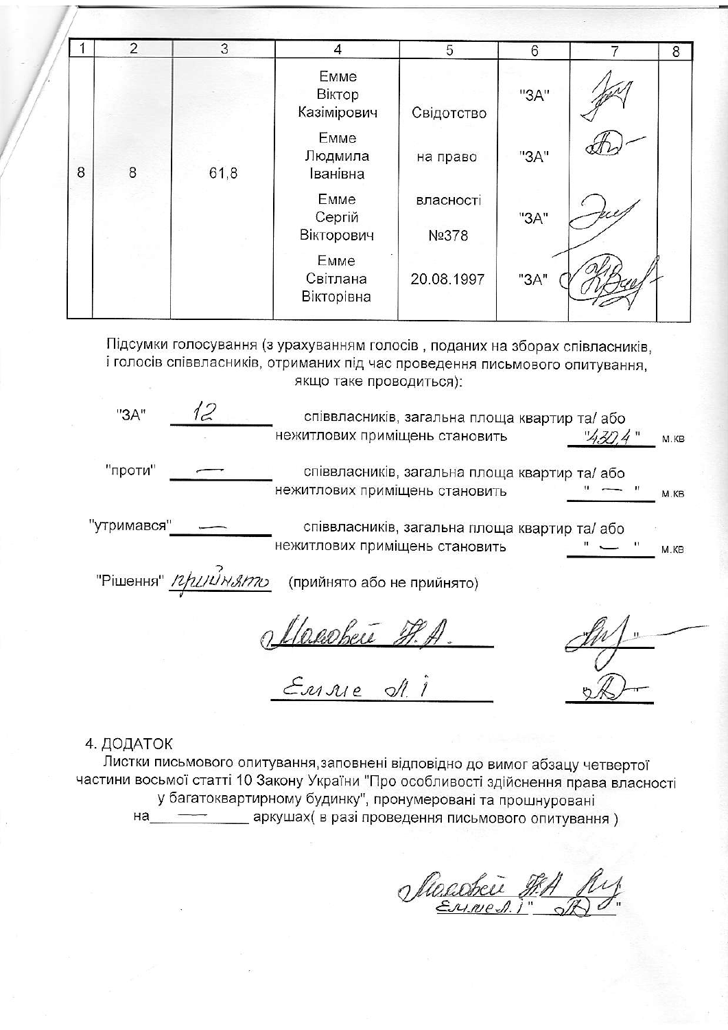| 1 | 2 | 3 | 4 | 5 | 6 | 7 | 8 |
|---|---|---|---|---|---|---|---|
| 8 | 8 | 61,8 | Емме Віктор Казімірович | Свідотство | "ЗА" | [підпис] | |
| | | | Емме Людмила Іванівна | на право | "ЗА" | [підпис] | |
| | | | Емме Сергій Вікторович | власності №378 | "ЗА" | [підпис] | |
| | | | Емме Світлана Вікторівна | 20.08.1997 | "ЗА" | [підпис] | |

Підсумки голосування (з урахуванням голосів , поданих на зборах співласників, і голосів співвласників, отриманих під час проведення письмового опитування, якщо таке проводиться):

"ЗА" 12 співвласників, загальна площа квартир та/ або нежитлових приміщень становить "430,4" м.кв

"проти" — співвласників, загальна площа квартир та/ або нежитлових приміщень становить " — " м.кв

"утримався" — співвласників, загальна площа квартир та/ або нежитлових приміщень становить " — " м.кв

"Рішення" прийнято (прийнято або не прийнято)

Маловей Т.А. [підпис]

Емме Л.І [підпис]

4. ДОДАТОК

Листки письмового опитування,заповнені відповідно до вимог абзацу четвертої частини восьмої статті 10 Закону України "Про особливості здійснення права власності у багатоквартирному будинку", пронумеровані та прошнуровані на — аркушах( в разі проведення письмового опитування )

Маловей Т.А [підпис]

Емме Л.І" [підпис] "